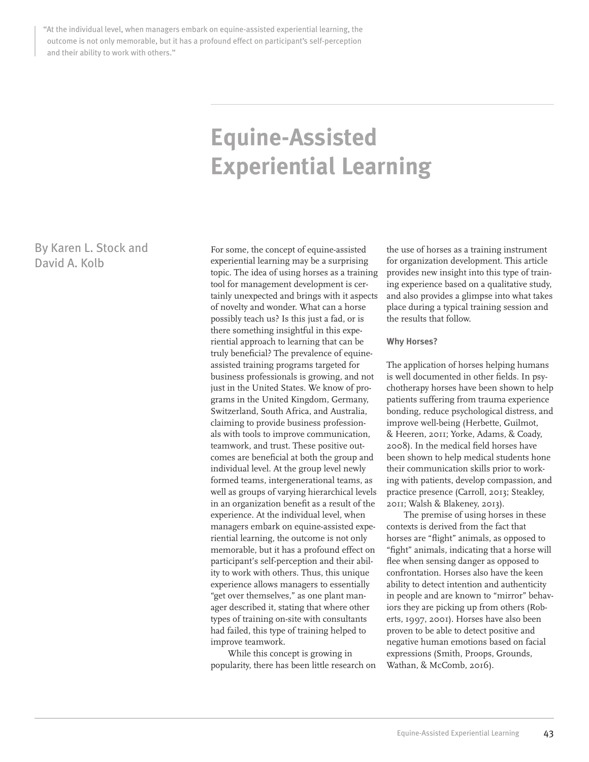> "At the individual level, when managers embark on equine-assisted experiential learning, the outcome is not only memorable, but it has a profound effect on participant's self-perception and their ability to work with others."

# Equine-Assisted Experiential Learning

By Karen L. Stock and David A. Kolb

For some, the concept of equine-assisted experiential learning may be a surprising topic. The idea of using horses as a training tool for management development is certainly unexpected and brings with it aspects of novelty and wonder. What can a horse possibly teach us? Is this just a fad, or is there something insightful in this experiential approach to learning that can be truly beneficial? The prevalence of equine-assisted training programs targeted for business professionals is growing, and not just in the United States. We know of programs in the United Kingdom, Germany, Switzerland, South Africa, and Australia, claiming to provide business professionals with tools to improve communication, teamwork, and trust. These positive outcomes are beneficial at both the group and individual level. At the group level newly formed teams, intergenerational teams, as well as groups of varying hierarchical levels in an organization benefit as a result of the experience. At the individual level, when managers embark on equine-assisted experiential learning, the outcome is not only memorable, but it has a profound effect on participant's self-perception and their ability to work with others. Thus, this unique experience allows managers to essentially "get over themselves," as one plant manager described it, stating that where other types of training on-site with consultants had failed, this type of training helped to improve teamwork.

While this concept is growing in popularity, there has been little research on the use of horses as a training instrument for organization development. This article provides new insight into this type of training experience based on a qualitative study, and also provides a glimpse into what takes place during a typical training session and the results that follow.

### Why Horses?

The application of horses helping humans is well documented in other fields. In psychotherapy horses have been shown to help patients suffering from trauma experience bonding, reduce psychological distress, and improve well-being (Herbette, Guilmot, & Heeren, 2011; Yorke, Adams, & Coady, 2008). In the medical field horses have been shown to help medical students hone their communication skills prior to working with patients, develop compassion, and practice presence (Carroll, 2013; Steakley, 2011; Walsh & Blakeney, 2013).

The premise of using horses in these contexts is derived from the fact that horses are "flight" animals, as opposed to "fight" animals, indicating that a horse will flee when sensing danger as opposed to confrontation. Horses also have the keen ability to detect intention and authenticity in people and are known to "mirror" behaviors they are picking up from others (Roberts, 1997, 2001). Horses have also been proven to be able to detect positive and negative human emotions based on facial expressions (Smith, Proops, Grounds, Wathan, & McComb, 2016).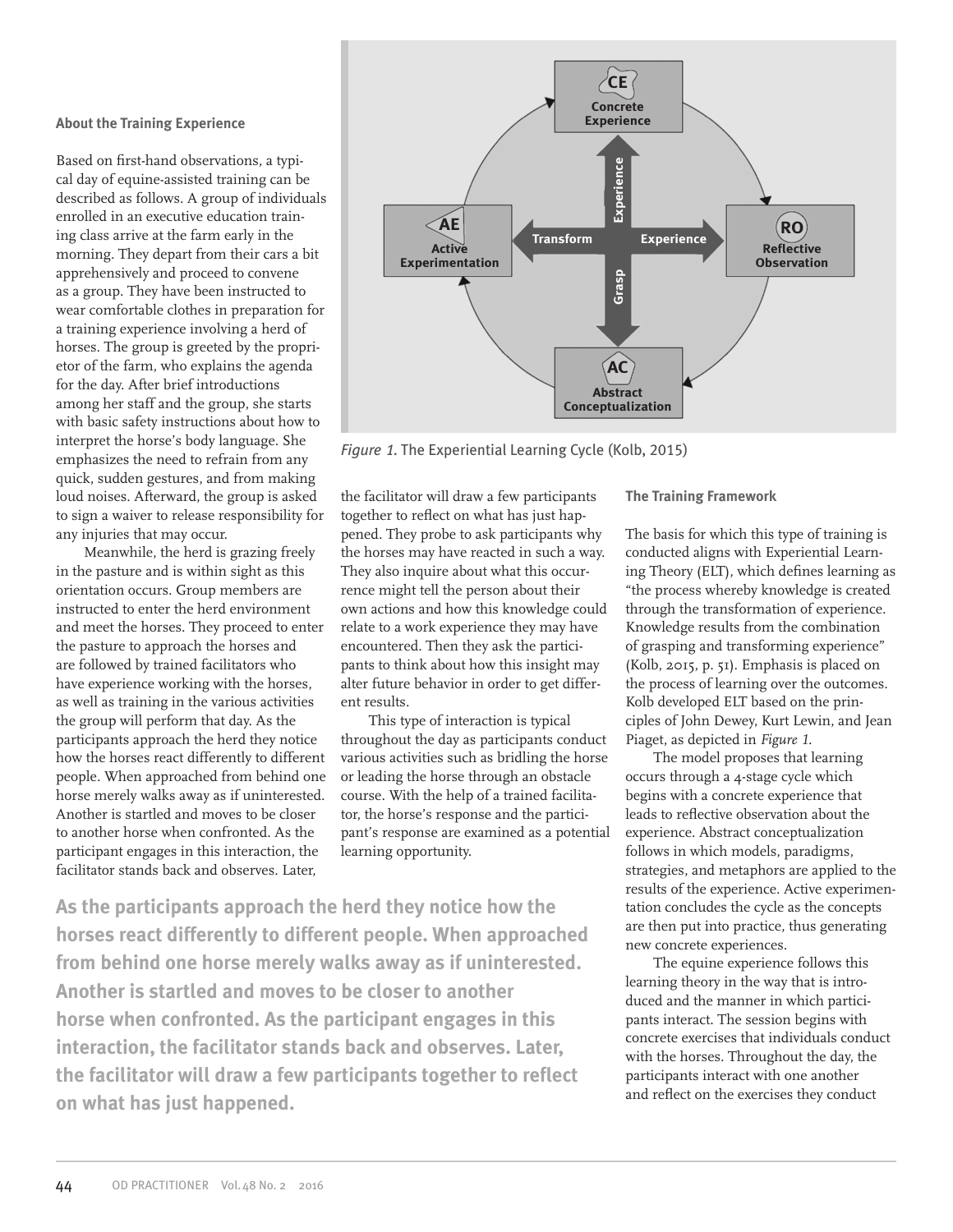### About the Training Experience

Based on first-hand observations, a typical day of equine-assisted training can be described as follows. A group of individuals enrolled in an executive education training class arrive at the farm early in the morning. They depart from their cars a bit apprehensively and proceed to convene as a group. They have been instructed to wear comfortable clothes in preparation for a training experience involving a herd of horses. The group is greeted by the proprietor of the farm, who explains the agenda for the day. After brief introductions among her staff and the group, she starts with basic safety instructions about how to interpret the horse's body language. She emphasizes the need to refrain from any quick, sudden gestures, and from making loud noises. Afterward, the group is asked to sign a waiver to release responsibility for any injuries that may occur.

Meanwhile, the herd is grazing freely in the pasture and is within sight as this orientation occurs. Group members are instructed to enter the herd environment and meet the horses. They proceed to enter the pasture to approach the horses and are followed by trained facilitators who have experience working with the horses, as well as training in the various activities the group will perform that day. As the participants approach the herd they notice how the horses react differently to different people. When approached from behind one horse merely walks away as if uninterested. Another is startled and moves to be closer to another horse when confronted. As the participant engages in this interaction, the facilitator stands back and observes. Later, the facilitator will draw a few participants together to reflect on what has just happened. They probe to ask participants why the horses may have reacted in such a way. They also inquire about what this occurrence might tell the person about their own actions and how this knowledge could relate to a work experience they may have encountered. Then they ask the participants to think about how this insight may alter future behavior in order to get different results.

This type of interaction is typical throughout the day as participants conduct various activities such as bridling the horse or leading the horse through an obstacle course. With the help of a trained facilitator, the horse's response and the participant's response are examined as a potential learning opportunity.

**As the participants approach the herd they notice how the horses react differently to different people. When approached from behind one horse merely walks away as if uninterested. Another is startled and moves to be closer to another horse when confronted. As the participant engages in this interaction, the facilitator stands back and observes. Later, the facilitator will draw a few participants together to reflect on what has just happened.**

CE Concrete Experience; RO Reflective Observation; AC Abstract Conceptualization; AE Active Experimentation; Experience; Transform; Experience; Grasp

*Figure 1.* The Experiential Learning Cycle (Kolb, 2015)

### The Training Framework

The basis for which this type of training is conducted aligns with Experiential Learning Theory (ELT), which defines learning as "the process whereby knowledge is created through the transformation of experience. Knowledge results from the combination of grasping and transforming experience" (Kolb, 2015, p. 51). Emphasis is placed on the process of learning over the outcomes. Kolb developed ELT based on the principles of John Dewey, Kurt Lewin, and Jean Piaget, as depicted in *Figure 1*.

The model proposes that learning occurs through a 4-stage cycle which begins with a concrete experience that leads to reflective observation about the experience. Abstract conceptualization follows in which models, paradigms, strategies, and metaphors are applied to the results of the experience. Active experimentation concludes the cycle as the concepts are then put into practice, thus generating new concrete experiences.

The equine experience follows this learning theory in the way that is introduced and the manner in which participants interact. The session begins with concrete exercises that individuals conduct with the horses. Throughout the day, the participants interact with one another and reflect on the exercises they conduct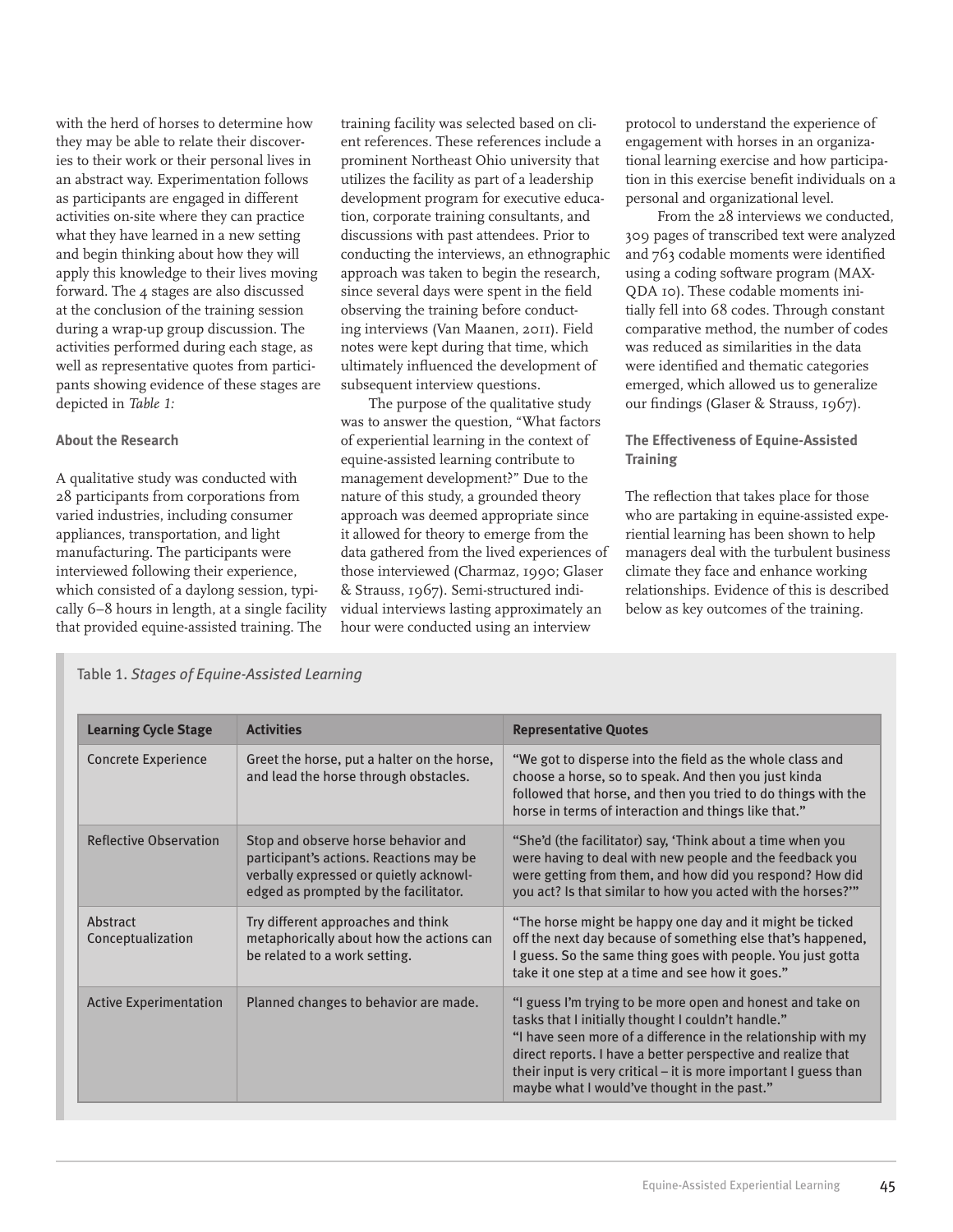with the herd of horses to determine how they may be able to relate their discoveries to their work or their personal lives in an abstract way. Experimentation follows as participants are engaged in different activities on-site where they can practice what they have learned in a new setting and begin thinking about how they will apply this knowledge to their lives moving forward. The 4 stages are also discussed at the conclusion of the training session during a wrap-up group discussion. The activities performed during each stage, as well as representative quotes from participants showing evidence of these stages are depicted in *Table 1:*

### About the Research

A qualitative study was conducted with 28 participants from corporations from varied industries, including consumer appliances, transportation, and light manufacturing. The participants were interviewed following their experience, which consisted of a daylong session, typically 6–8 hours in length, at a single facility that provided equine-assisted training. The training facility was selected based on client references. These references include a prominent Northeast Ohio university that utilizes the facility as part of a leadership development program for executive education, corporate training consultants, and discussions with past attendees. Prior to conducting the interviews, an ethnographic approach was taken to begin the research, since several days were spent in the field observing the training before conducting interviews (Van Maanen, 2011). Field notes were kept during that time, which ultimately influenced the development of subsequent interview questions.

The purpose of the qualitative study was to answer the question, "What factors of experiential learning in the context of equine-assisted learning contribute to management development?" Due to the nature of this study, a grounded theory approach was deemed appropriate since it allowed for theory to emerge from the data gathered from the lived experiences of those interviewed (Charmaz, 1990; Glaser & Strauss, 1967). Semi-structured individual interviews lasting approximately an hour were conducted using an interview protocol to understand the experience of engagement with horses in an organizational learning exercise and how participation in this exercise benefit individuals on a personal and organizational level.

From the 28 interviews we conducted, 309 pages of transcribed text were analyzed and 763 codable moments were identified using a coding software program (MAXQDA 10). These codable moments initially fell into 68 codes. Through constant comparative method, the number of codes was reduced as similarities in the data were identified and thematic categories emerged, which allowed us to generalize our findings (Glaser & Strauss, 1967).

### The Effectiveness of Equine-Assisted Training

The reflection that takes place for those who are partaking in equine-assisted experiential learning has been shown to help managers deal with the turbulent business climate they face and enhance working relationships. Evidence of this is described below as key outcomes of the training.

Table 1. *Stages of Equine-Assisted Learning*

| Learning Cycle Stage | Activities | Representative Quotes |
|---|---|---|
| Concrete Experience | Greet the horse, put a halter on the horse, and lead the horse through obstacles. | "We got to disperse into the field as the whole class and choose a horse, so to speak. And then you just kinda followed that horse, and then you tried to do things with the horse in terms of interaction and things like that." |
| Reflective Observation | Stop and observe horse behavior and participant's actions. Reactions may be verbally expressed or quietly acknowledged as prompted by the facilitator. | "She'd (the facilitator) say, 'Think about a time when you were having to deal with new people and the feedback you were getting from them, and how did you respond? How did you act? Is that similar to how you acted with the horses?'" |
| Abstract Conceptualization | Try different approaches and think metaphorically about how the actions can be related to a work setting. | "The horse might be happy one day and it might be ticked off the next day because of something else that's happened, I guess. So the same thing goes with people. You just gotta take it one step at a time and see how it goes." |
| Active Experimentation | Planned changes to behavior are made. | "I guess I'm trying to be more open and honest and take on tasks that I initially thought I couldn't handle." "I have seen more of a difference in the relationship with my direct reports. I have a better perspective and realize that their input is very critical – it is more important I guess than maybe what I would've thought in the past." |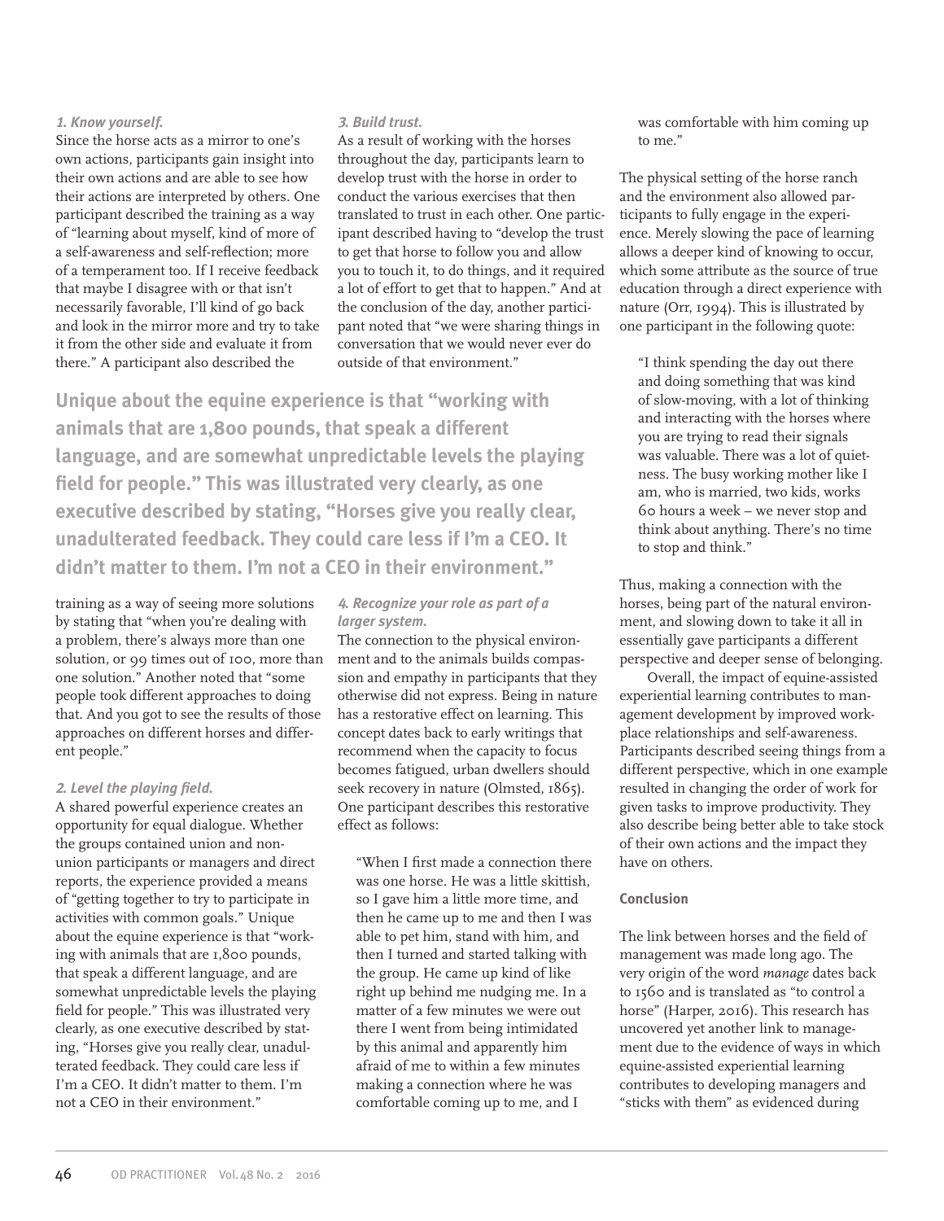*1. Know yourself.*

Since the horse acts as a mirror to one's own actions, participants gain insight into their own actions and are able to see how their actions are interpreted by others. One participant described the training as a way of "learning about myself, kind of more of a self-awareness and self-reflection; more of a temperament too. If I receive feedback that maybe I disagree with or that isn't necessarily favorable, I'll kind of go back and look in the mirror more and try to take it from the other side and evaluate it from there." A participant also described the training as a way of seeing more solutions by stating that "when you're dealing with a problem, there's always more than one solution, or 99 times out of 100, more than one solution." Another noted that "some people took different approaches to doing that. And you got to see the results of those approaches on different horses and different people."

*2. Level the playing field.*

A shared powerful experience creates an opportunity for equal dialogue. Whether the groups contained union and non-union participants or managers and direct reports, the experience provided a means of "getting together to try to participate in activities with common goals." Unique about the equine experience is that "working with animals that are 1,800 pounds, that speak a different language, and are somewhat unpredictable levels the playing field for people." This was illustrated very clearly, as one executive described by stating, "Horses give you really clear, unadulterated feedback. They could care less if I'm a CEO. It didn't matter to them. I'm not a CEO in their environment."

*3. Build trust.*

As a result of working with the horses throughout the day, participants learn to develop trust with the horse in order to conduct the various exercises that then translated to trust in each other. One participant described having to "develop the trust to get that horse to follow you and allow you to touch it, to do things, and it required a lot of effort to get that to happen." And at the conclusion of the day, another participant noted that "we were sharing things in conversation that we would never ever do outside of that environment."

**Unique about the equine experience is that "working with animals that are 1,800 pounds, that speak a different language, and are somewhat unpredictable levels the playing field for people." This was illustrated very clearly, as one executive described by stating, "Horses give you really clear, unadulterated feedback. They could care less if I'm a CEO. It didn't matter to them. I'm not a CEO in their environment."**

*4. Recognize your role as part of a larger system.*

The connection to the physical environment and to the animals builds compassion and empathy in participants that they otherwise did not express. Being in nature has a restorative effect on learning. This concept dates back to early writings that recommend when the capacity to focus becomes fatigued, urban dwellers should seek recovery in nature (Olmsted, 1865). One participant describes this restorative effect as follows:

> "When I first made a connection there was one horse. He was a little skittish, so I gave him a little more time, and then he came up to me and then I was able to pet him, stand with him, and then I turned and started talking with the group. He came up kind of like right up behind me nudging me. In a matter of a few minutes we were out there I went from being intimidated by this animal and apparently him afraid of me to within a few minutes making a connection where he was comfortable coming up to me, and I was comfortable with him coming up to me."

The physical setting of the horse ranch and the environment also allowed participants to fully engage in the experience. Merely slowing the pace of learning allows a deeper kind of knowing to occur, which some attribute as the source of true education through a direct experience with nature (Orr, 1994). This is illustrated by one participant in the following quote:

> "I think spending the day out there and doing something that was kind of slow-moving, with a lot of thinking and interacting with the horses where you are trying to read their signals was valuable. There was a lot of quietness. The busy working mother like I am, who is married, two kids, works 60 hours a week – we never stop and think about anything. There's no time to stop and think."

Thus, making a connection with the horses, being part of the natural environment, and slowing down to take it all in essentially gave participants a different perspective and deeper sense of belonging.

Overall, the impact of equine-assisted experiential learning contributes to management development by improved workplace relationships and self-awareness. Participants described seeing things from a different perspective, which in one example resulted in changing the order of work for given tasks to improve productivity. They also describe being better able to take stock of their own actions and the impact they have on others.

## Conclusion

The link between horses and the field of management was made long ago. The very origin of the word *manage* dates back to 1560 and is translated as "to control a horse" (Harper, 2016). This research has uncovered yet another link to management due to the evidence of ways in which equine-assisted experiential learning contributes to developing managers and "sticks with them" as evidenced during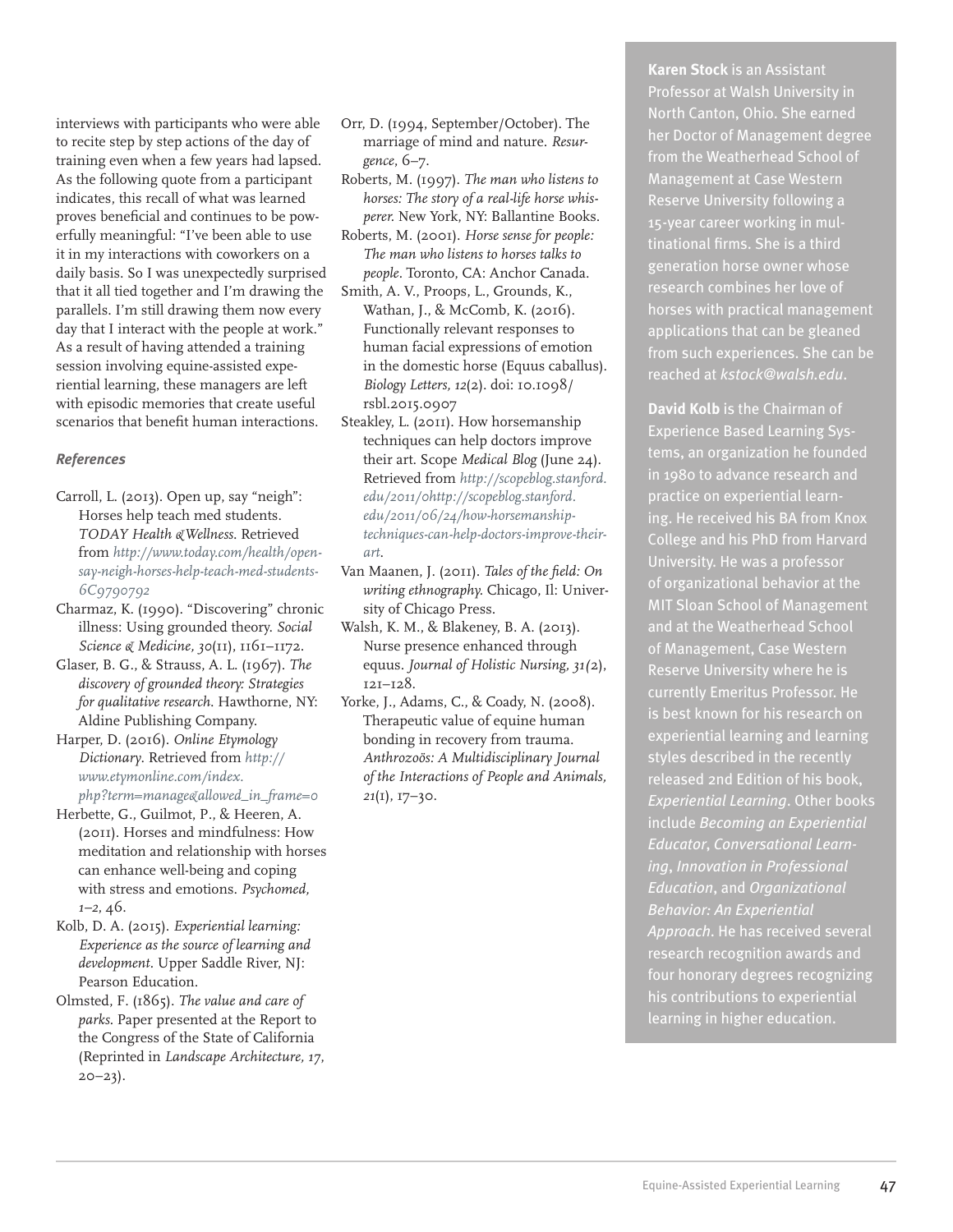interviews with participants who were able to recite step by step actions of the day of training even when a few years had lapsed. As the following quote from a participant indicates, this recall of what was learned proves beneficial and continues to be powerfully meaningful: "I've been able to use it in my interactions with coworkers on a daily basis. So I was unexpectedly surprised that it all tied together and I'm drawing the parallels. I'm still drawing them now every day that I interact with the people at work." As a result of having attended a training session involving equine-assisted experiential learning, these managers are left with episodic memories that create useful scenarios that benefit human interactions.

### *References*

Carroll, L. (2013). Open up, say "neigh": Horses help teach med students. *TODAY Health & Wellness*. Retrieved from *http://www.today.com/health/open-say-neigh-horses-help-teach-med-students-6C9790792*

Charmaz, K. (1990). "Discovering" chronic illness: Using grounded theory. *Social Science & Medicine, 30*(11), 1161–1172.

Glaser, B. G., & Strauss, A. L. (1967). *The discovery of grounded theory: Strategies for qualitative research*. Hawthorne, NY: Aldine Publishing Company.

Harper, D. (2016). *Online Etymology Dictionary*. Retrieved from *http://www.etymonline.com/index.php?term=manage&allowed_in_frame=0*

Herbette, G., Guilmot, P., & Heeren, A. (2011). Horses and mindfulness: How meditation and relationship with horses can enhance well-being and coping with stress and emotions. *Psychomed, 1–2*, 46.

Kolb, D. A. (2015). *Experiential learning: Experience as the source of learning and development*. Upper Saddle River, NJ: Pearson Education.

Olmsted, F. (1865). *The value and care of parks*. Paper presented at the Report to the Congress of the State of California (Reprinted in *Landscape Architecture, 17*, 20–23).

Orr, D. (1994, September/October). The marriage of mind and nature. *Resurgence*, 6–7.

Roberts, M. (1997). *The man who listens to horses: The story of a real-life horse whisperer*. New York, NY: Ballantine Books.

Roberts, M. (2001). *Horse sense for people: The man who listens to horses talks to people*. Toronto, CA: Anchor Canada.

Smith, A. V., Proops, L., Grounds, K., Wathan, J., & McComb, K. (2016). Functionally relevant responses to human facial expressions of emotion in the domestic horse (Equus caballus). *Biology Letters, 12*(2). doi: 10.1098/rsbl.2015.0907

Steakley, L. (2011). How horsemanship techniques can help doctors improve their art. Scope *Medical Blog* (June 24). Retrieved from *http://scopeblog.stanford.edu/2011/0http://scopeblog.stanford.edu/2011/06/24/how-horsemanship-techniques-can-help-doctors-improve-their-art*.

Van Maanen, J. (2011). *Tales of the field: On writing ethnography*. Chicago, Il: University of Chicago Press.

Walsh, K. M., & Blakeney, B. A. (2013). Nurse presence enhanced through equus. *Journal of Holistic Nursing, 31(2)*, 121–128.

Yorke, J., Adams, C., & Coady, N. (2008). Therapeutic value of equine human bonding in recovery from trauma. *Anthrozoös: A Multidisciplinary Journal of the Interactions of People and Animals, 21*(1), 17–30.

**Karen Stock** is an Assistant Professor at Walsh University in North Canton, Ohio. She earned her Doctor of Management degree from the Weatherhead School of Management at Case Western Reserve University following a 15-year career working in multinational firms. She is a third generation horse owner whose research combines her love of horses with practical management applications that can be gleaned from such experiences. She can be reached at *kstock@walsh.edu*.

**David Kolb** is the Chairman of Experience Based Learning Systems, an organization he founded in 1980 to advance research and practice on experiential learning. He received his BA from Knox College and his PhD from Harvard University. He was a professor of organizational behavior at the MIT Sloan School of Management and at the Weatherhead School of Management, Case Western Reserve University where he is currently Emeritus Professor. He is best known for his research on experiential learning and learning styles described in the recently released 2nd Edition of his book, *Experiential Learning*. Other books include *Becoming an Experiential Educator*, *Conversational Learning*, *Innovation in Professional Education*, and *Organizational Behavior: An Experiential Approach*. He has received several research recognition awards and four honorary degrees recognizing his contributions to experiential learning in higher education.